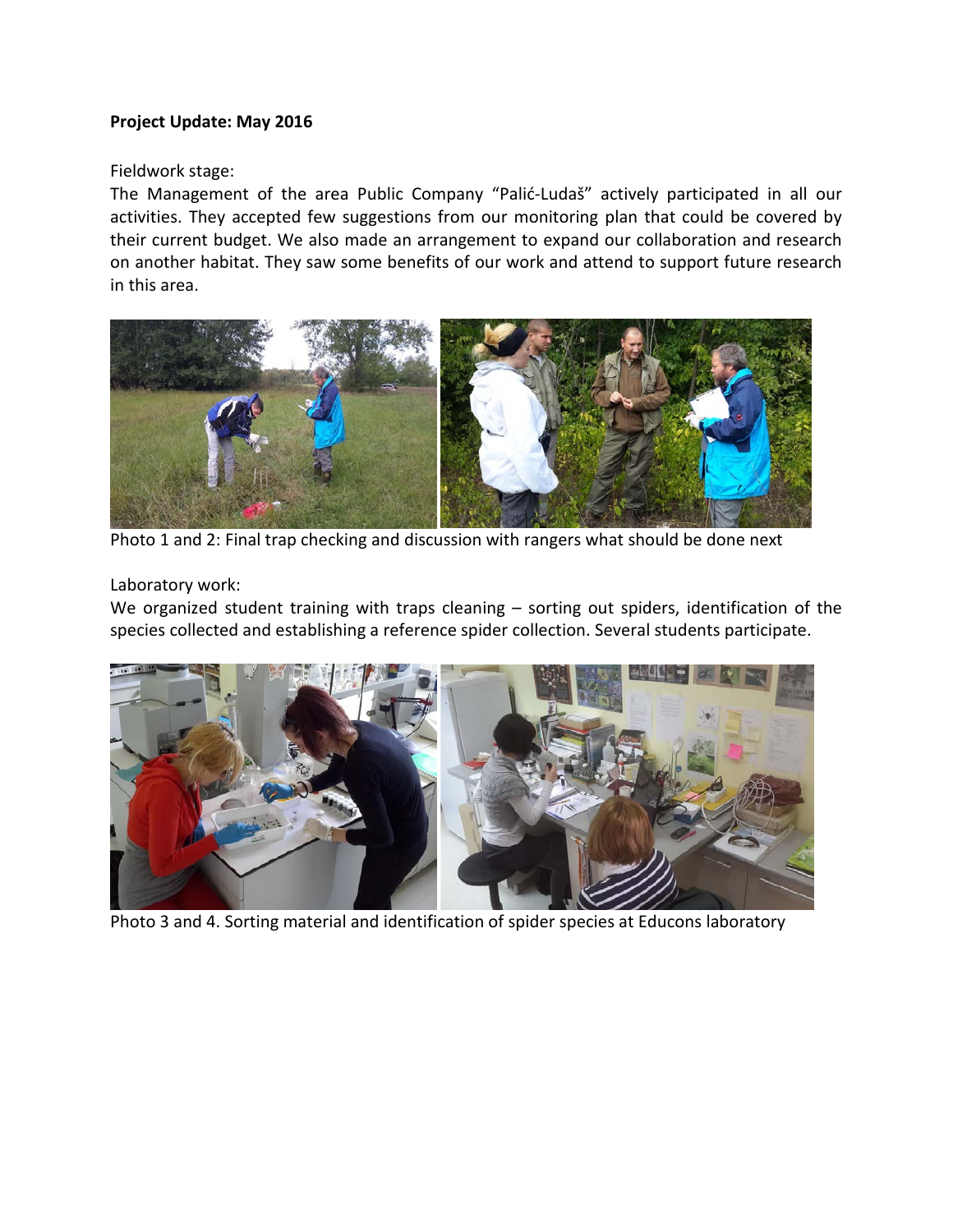**Project Update: May 2016**

Fieldwork stage:

The Management of the area Public Company "Palić-Ludaš" actively participated in all our activities. They accepted few suggestions from our monitoring plan that could be covered by their current budget. We also made an arrangement to expand our collaboration and research on another habitat. They saw some benefits of our work and attend to support future research in this area.

Photo 1 and 2: Final trap checking and discussion with rangers what should be done next

Laboratory work:

We organized student training with traps cleaning – sorting out spiders, identification of the species collected and establishing a reference spider collection. Several students participate.

Photo 3 and 4. Sorting material and identification of spider species at Educons laboratory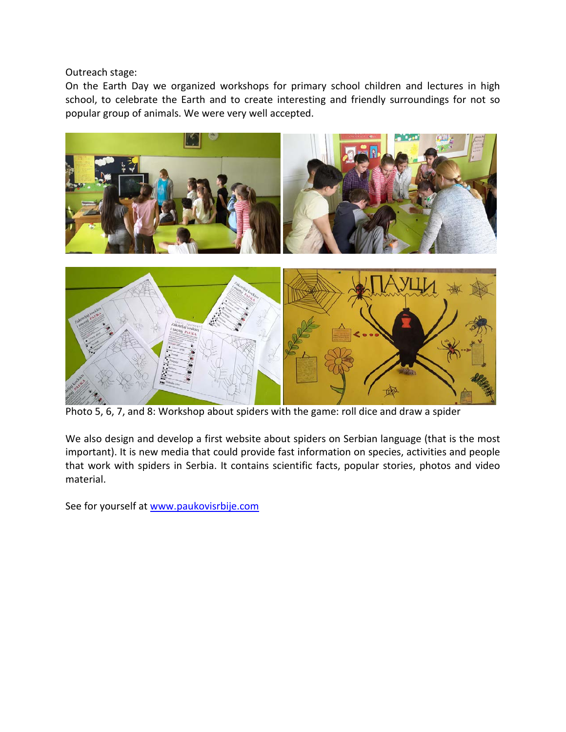Outreach stage:

On the Earth Day we organized workshops for primary school children and lectures in high school, to celebrate the Earth and to create interesting and friendly surroundings for not so popular group of animals. We were very well accepted.

Photo 5, 6, 7, and 8: Workshop about spiders with the game: roll dice and draw a spider

We also design and develop a first website about spiders on Serbian language (that is the most important). It is new media that could provide fast information on species, activities and people that work with spiders in Serbia. It contains scientific facts, popular stories, photos and video material.

See for yourself at [www.paukovisrbije.com](http://www.paukovisrbije.com)